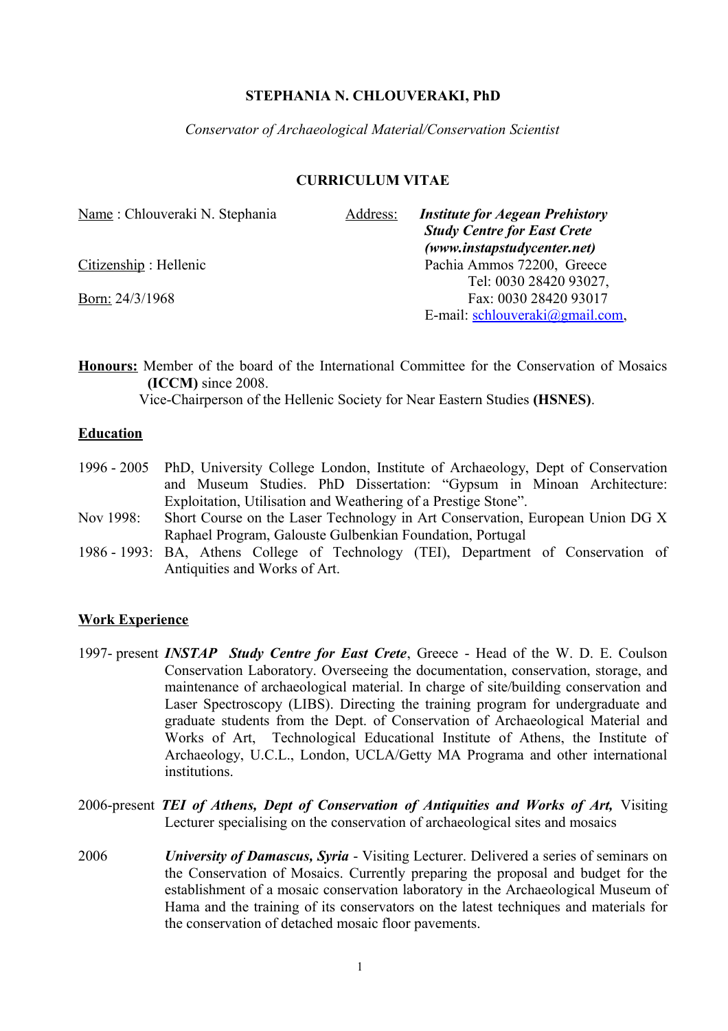**STEPHANIA N. CHLOUVERAKI, PhD**

*Conservator of Archaeological Material/Conservation Scientist*

**CURRICULUM VITAE**

Name : Chlouveraki N. Stephania

Citizenship : Hellenic

Born: 24/3/1968

Address: ***Institute for Aegean Prehistory***
***Study Centre for East Crete***
***(www.instapstudycenter.net)***
Pachia Ammos 72200, Greece
Tel: 0030 28420 93027,
Fax: 0030 28420 93017
E-mail: schlouveraki@gmail.com,

**Honours:** Member of the board of the International Committee for the Conservation of Mosaics **(ICCM)** since 2008.
Vice-Chairperson of the Hellenic Society for Near Eastern Studies **(HSNES)**.

**Education**

1996 - 2005 PhD, University College London, Institute of Archaeology, Dept of Conservation and Museum Studies. PhD Dissertation: "Gypsum in Minoan Architecture: Exploitation, Utilisation and Weathering of a Prestige Stone".

Nov 1998: Short Course on the Laser Technology in Art Conservation, European Union DG X Raphael Program, Galouste Gulbenkian Foundation, Portugal

1986 - 1993: BA, Athens College of Technology (TEI), Department of Conservation of Antiquities and Works of Art.

**Work Experience**

1997- present ***INSTAP Study Centre for East Crete***, Greece - Head of the W. D. E. Coulson Conservation Laboratory. Overseeing the documentation, conservation, storage, and maintenance of archaeological material. In charge of site/building conservation and Laser Spectroscopy (LIBS). Directing the training program for undergraduate and graduate students from the Dept. of Conservation of Archaeological Material and Works of Art, Technological Educational Institute of Athens, the Institute of Archaeology, U.C.L., London, UCLA/Getty MA Programa and other international institutions.

2006-present ***TEI of Athens, Dept of Conservation of Antiquities and Works of Art,*** Visiting Lecturer specialising on the conservation of archaeological sites and mosaics

2006 ***University of Damascus, Syria*** - Visiting Lecturer. Delivered a series of seminars on the Conservation of Mosaics. Currently preparing the proposal and budget for the establishment of a mosaic conservation laboratory in the Archaeological Museum of Hama and the training of its conservators on the latest techniques and materials for the conservation of detached mosaic floor pavements.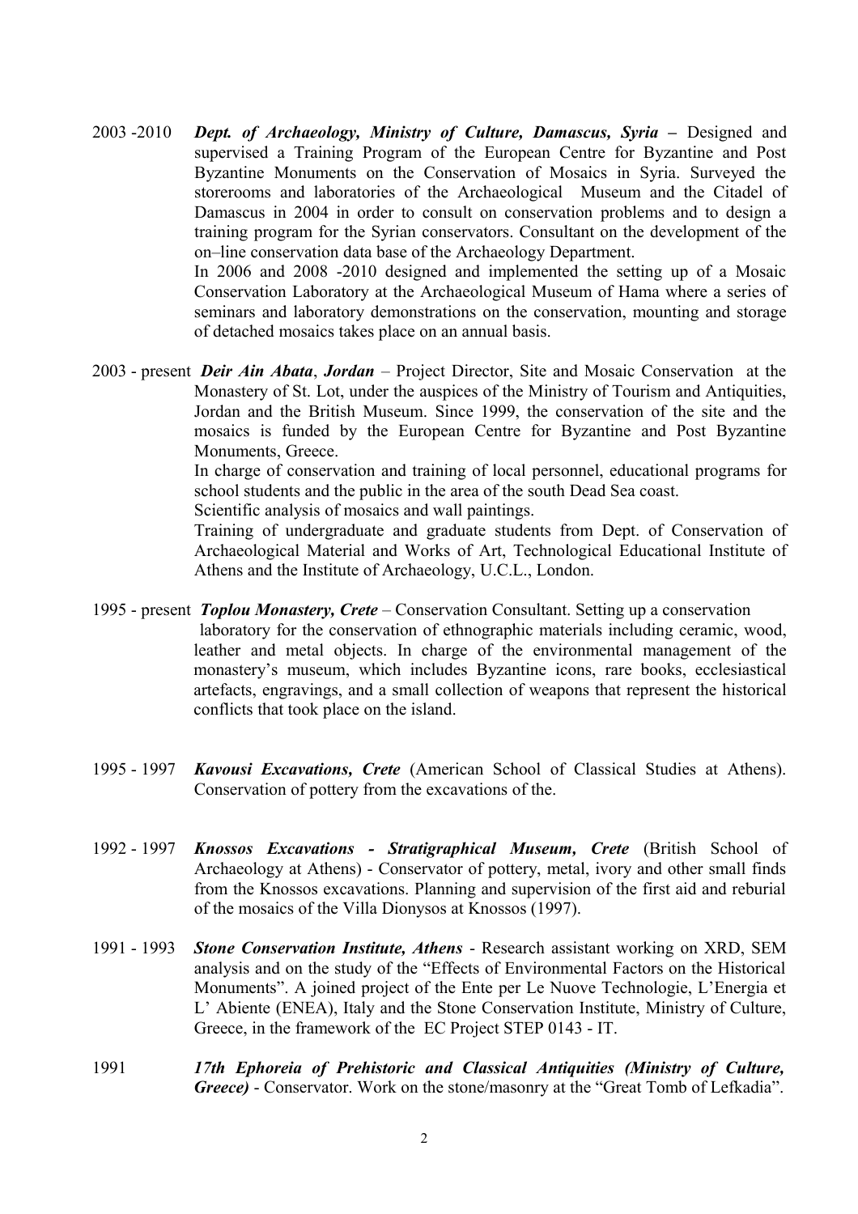2003 -2010 ***Dept. of Archaeology, Ministry of Culture, Damascus, Syria* –** Designed and supervised a Training Program of the European Centre for Byzantine and Post Byzantine Monuments on the Conservation of Mosaics in Syria. Surveyed the storerooms and laboratories of the Archaeological Museum and the Citadel of Damascus in 2004 in order to consult on conservation problems and to design a training program for the Syrian conservators. Consultant on the development of the on–line conservation data base of the Archaeology Department.

In 2006 and 2008 -2010 designed and implemented the setting up of a Mosaic Conservation Laboratory at the Archaeological Museum of Hama where a series of seminars and laboratory demonstrations on the conservation, mounting and storage of detached mosaics takes place on an annual basis.

2003 - present ***Deir Ain Abata*, *Jordan*** – Project Director, Site and Mosaic Conservation at the Monastery of St. Lot, under the auspices of the Ministry of Tourism and Antiquities, Jordan and the British Museum. Since 1999, the conservation of the site and the mosaics is funded by the European Centre for Byzantine and Post Byzantine Monuments, Greece.

In charge of conservation and training of local personnel, educational programs for school students and the public in the area of the south Dead Sea coast.

Scientific analysis of mosaics and wall paintings.

Training of undergraduate and graduate students from Dept. of Conservation of Archaeological Material and Works of Art, Technological Educational Institute of Athens and the Institute of Archaeology, U.C.L., London.

1995 - present ***Toplou Monastery, Crete*** – Conservation Consultant. Setting up a conservation laboratory for the conservation of ethnographic materials including ceramic, wood, leather and metal objects. In charge of the environmental management of the monastery's museum, which includes Byzantine icons, rare books, ecclesiastical artefacts, engravings, and a small collection of weapons that represent the historical conflicts that took place on the island.

1995 - 1997 ***Kavousi Excavations, Crete*** (American School of Classical Studies at Athens). Conservation of pottery from the excavations of the.

1992 - 1997 ***Knossos Excavations - Stratigraphical Museum, Crete*** (British School of Archaeology at Athens) - Conservator of pottery, metal, ivory and other small finds from the Knossos excavations. Planning and supervision of the first aid and reburial of the mosaics of the Villa Dionysos at Knossos (1997).

1991 - 1993 ***Stone Conservation Institute, Athens*** - Research assistant working on XRD, SEM analysis and on the study of the "Effects of Environmental Factors on the Historical Monuments". A joined project of the Ente per Le Nuove Technologie, L'Energia et L' Abiente (ENEA), Italy and the Stone Conservation Institute, Ministry of Culture, Greece, in the framework of the EC Project STEP 0143 - IT.

1991 ***17th Ephoreia of Prehistoric and Classical Antiquities (Ministry of Culture, Greece)*** - Conservator. Work on the stone/masonry at the "Great Tomb of Lefkadia".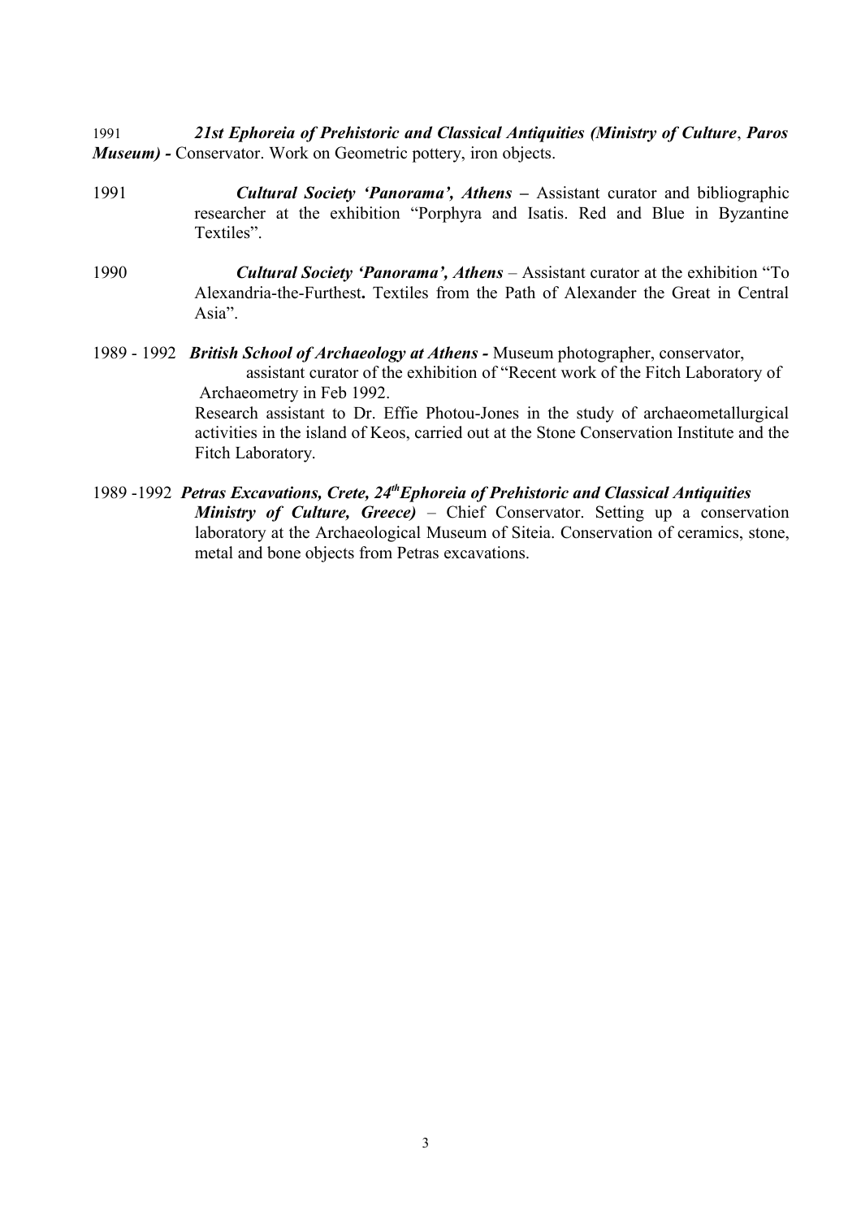1991 ***21st Ephoreia of Prehistoric and Classical Antiquities (Ministry of Culture**, **Paros Museum) -*** Conservator. Work on Geometric pottery, iron objects.

1991 ***Cultural Society 'Panorama', Athens –*** Assistant curator and bibliographic researcher at the exhibition "Porphyra and Isatis. Red and Blue in Byzantine Textiles".

1990 ***Cultural Society 'Panorama', Athens*** – Assistant curator at the exhibition "To Alexandria-the-Furthest**.** Textiles from the Path of Alexander the Great in Central Asia".

1989 - 1992 ***British School of Archaeology at Athens -*** Museum photographer, conservator, assistant curator of the exhibition of "Recent work of the Fitch Laboratory of Archaeometry in Feb 1992.
Research assistant to Dr. Effie Photou-Jones in the study of archaeometallurgical activities in the island of Keos, carried out at the Stone Conservation Institute and the Fitch Laboratory.

1989 -1992 ***Petras Excavations, Crete, 24th Ephoreia of Prehistoric and Classical Antiquities Ministry of Culture, Greece)*** – Chief Conservator. Setting up a conservation laboratory at the Archaeological Museum of Siteia. Conservation of ceramics, stone, metal and bone objects from Petras excavations.